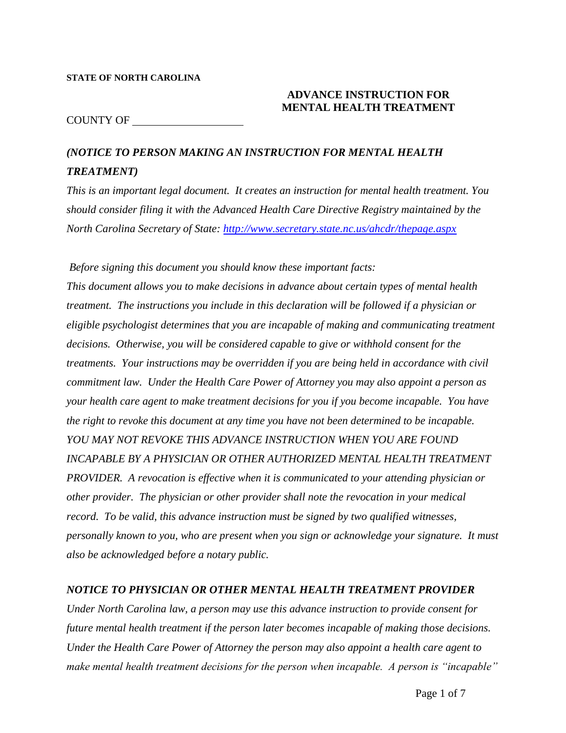**STATE OF NORTH CAROLINA**

## ADVANCE INSTRUCTION FOR MENTAL HEALTH TREATMENT

COUNTY OF ____________________

### *(NOTICE TO PERSON MAKING AN INSTRUCTION FOR MENTAL HEALTH TREATMENT)*

*This is an important legal document. It creates an instruction for mental health treatment. You should consider filing it with the Advanced Health Care Directive Registry maintained by the North Carolina Secretary of State: [http://www.secretary.state.nc.us/ahcdr/thepage.aspx](http://www.secretary.state.nc.us/ahcdr/thepage.aspx)*

*Before signing this document you should know these important facts:*

*This document allows you to make decisions in advance about certain types of mental health treatment. The instructions you include in this declaration will be followed if a physician or eligible psychologist determines that you are incapable of making and communicating treatment decisions. Otherwise, you will be considered capable to give or withhold consent for the treatments. Your instructions may be overridden if you are being held in accordance with civil commitment law. Under the Health Care Power of Attorney you may also appoint a person as your health care agent to make treatment decisions for you if you become incapable. You have the right to revoke this document at any time you have not been determined to be incapable. YOU MAY NOT REVOKE THIS ADVANCE INSTRUCTION WHEN YOU ARE FOUND INCAPABLE BY A PHYSICIAN OR OTHER AUTHORIZED MENTAL HEALTH TREATMENT PROVIDER. A revocation is effective when it is communicated to your attending physician or other provider. The physician or other provider shall note the revocation in your medical record. To be valid, this advance instruction must be signed by two qualified witnesses, personally known to you, who are present when you sign or acknowledge your signature. It must also be acknowledged before a notary public.*

### *NOTICE TO PHYSICIAN OR OTHER MENTAL HEALTH TREATMENT PROVIDER*

*Under North Carolina law, a person may use this advance instruction to provide consent for future mental health treatment if the person later becomes incapable of making those decisions. Under the Health Care Power of Attorney the person may also appoint a health care agent to make mental health treatment decisions for the person when incapable. A person is "incapable"*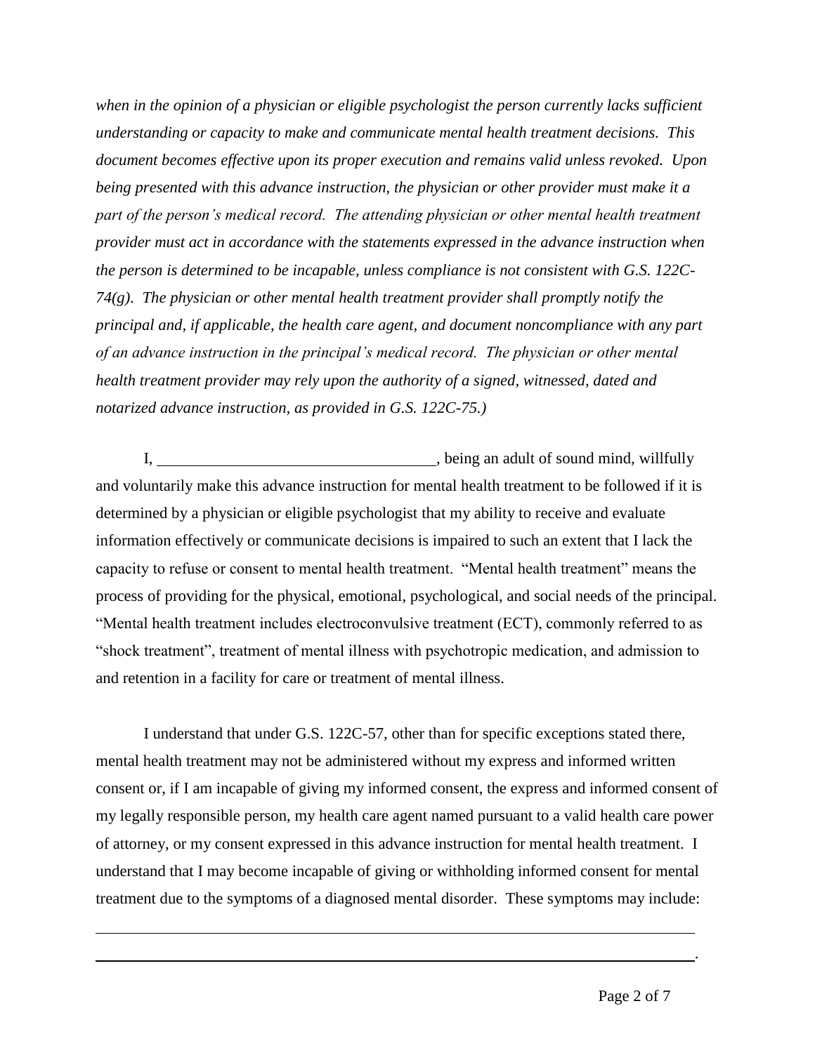*when in the opinion of a physician or eligible psychologist the person currently lacks sufficient understanding or capacity to make and communicate mental health treatment decisions. This document becomes effective upon its proper execution and remains valid unless revoked. Upon being presented with this advance instruction, the physician or other provider must make it a part of the person's medical record. The attending physician or other mental health treatment provider must act in accordance with the statements expressed in the advance instruction when the person is determined to be incapable, unless compliance is not consistent with G.S. 122C-74(g). The physician or other mental health treatment provider shall promptly notify the principal and, if applicable, the health care agent, and document noncompliance with any part of an advance instruction in the principal's medical record. The physician or other mental health treatment provider may rely upon the authority of a signed, witnessed, dated and notarized advance instruction, as provided in G.S. 122C-75.)*

I, ___________________________________, being an adult of sound mind, willfully and voluntarily make this advance instruction for mental health treatment to be followed if it is determined by a physician or eligible psychologist that my ability to receive and evaluate information effectively or communicate decisions is impaired to such an extent that I lack the capacity to refuse or consent to mental health treatment. "Mental health treatment" means the process of providing for the physical, emotional, psychological, and social needs of the principal. "Mental health treatment includes electroconvulsive treatment (ECT), commonly referred to as "shock treatment", treatment of mental illness with psychotropic medication, and admission to and retention in a facility for care or treatment of mental illness.

I understand that under G.S. 122C-57, other than for specific exceptions stated there, mental health treatment may not be administered without my express and informed written consent or, if I am incapable of giving my informed consent, the express and informed consent of my legally responsible person, my health care agent named pursuant to a valid health care power of attorney, or my consent expressed in this advance instruction for mental health treatment. I understand that I may become incapable of giving or withholding informed consent for mental treatment due to the symptoms of a diagnosed mental disorder. These symptoms may include:

_____________________________________________________________________________

_____________________________________________________________________________.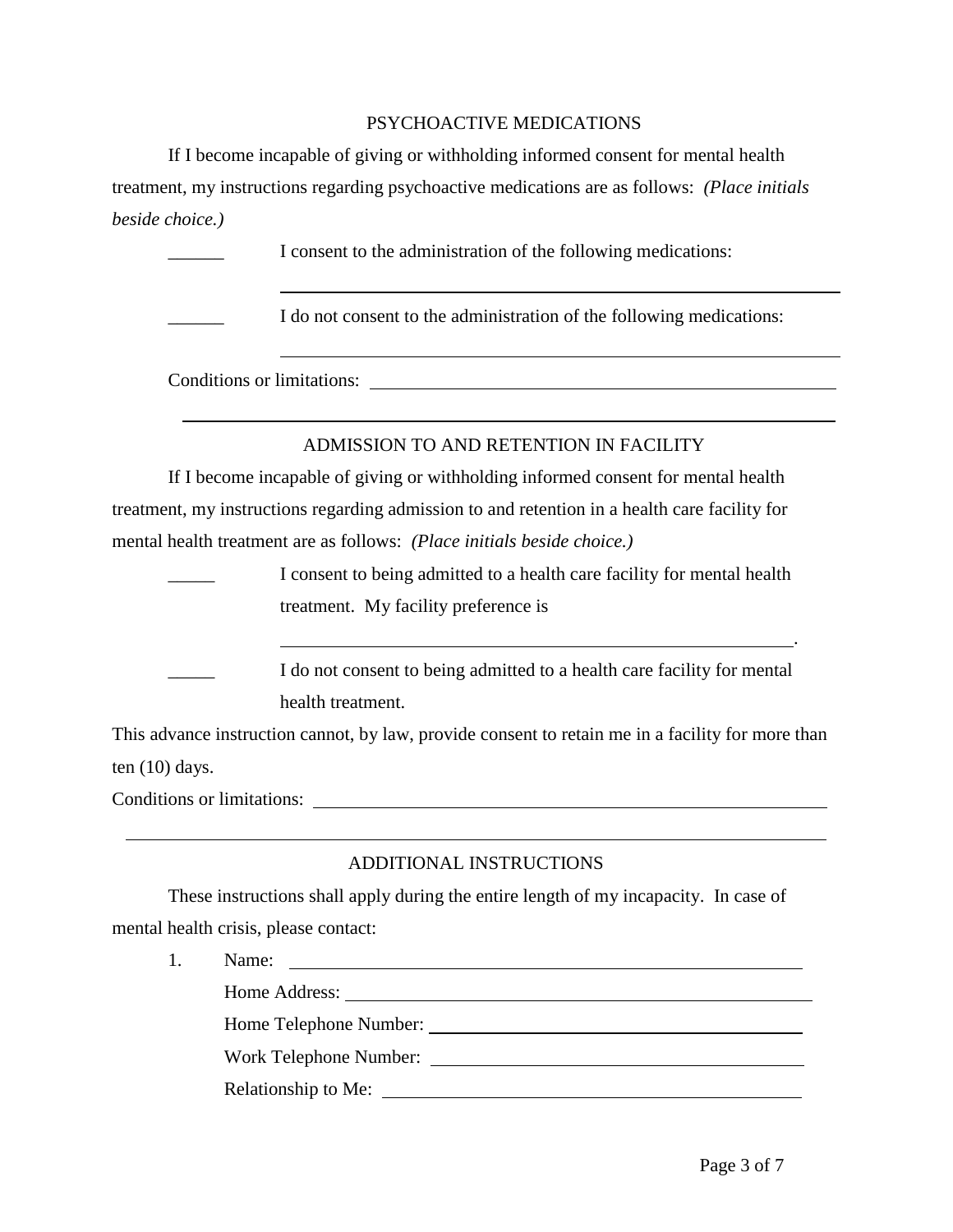## PSYCHOACTIVE MEDICATIONS

If I become incapable of giving or withholding informed consent for mental health treatment, my instructions regarding psychoactive medications are as follows: *(Place initials beside choice.)*

______ I consent to the administration of the following medications:

________________________________________________________________

______ I do not consent to the administration of the following medications:

________________________________________________________________

Conditions or limitations: ______________________________________________

________________________________________________________________

## ADMISSION TO AND RETENTION IN FACILITY

If I become incapable of giving or withholding informed consent for mental health treatment, my instructions regarding admission to and retention in a health care facility for mental health treatment are as follows: *(Place initials beside choice.)*

_____ I consent to being admitted to a health care facility for mental health treatment. My facility preference is

________________________________________________________________.

_____ I do not consent to being admitted to a health care facility for mental health treatment.

This advance instruction cannot, by law, provide consent to retain me in a facility for more than ten (10) days.

Conditions or limitations: ______________________________________________

________________________________________________________________

## ADDITIONAL INSTRUCTIONS

These instructions shall apply during the entire length of my incapacity. In case of mental health crisis, please contact:

1. Name: ______________________________________________

   Home Address: ______________________________________________

   Home Telephone Number: ______________________________________________

   Work Telephone Number: ______________________________________________

   Relationship to Me: ______________________________________________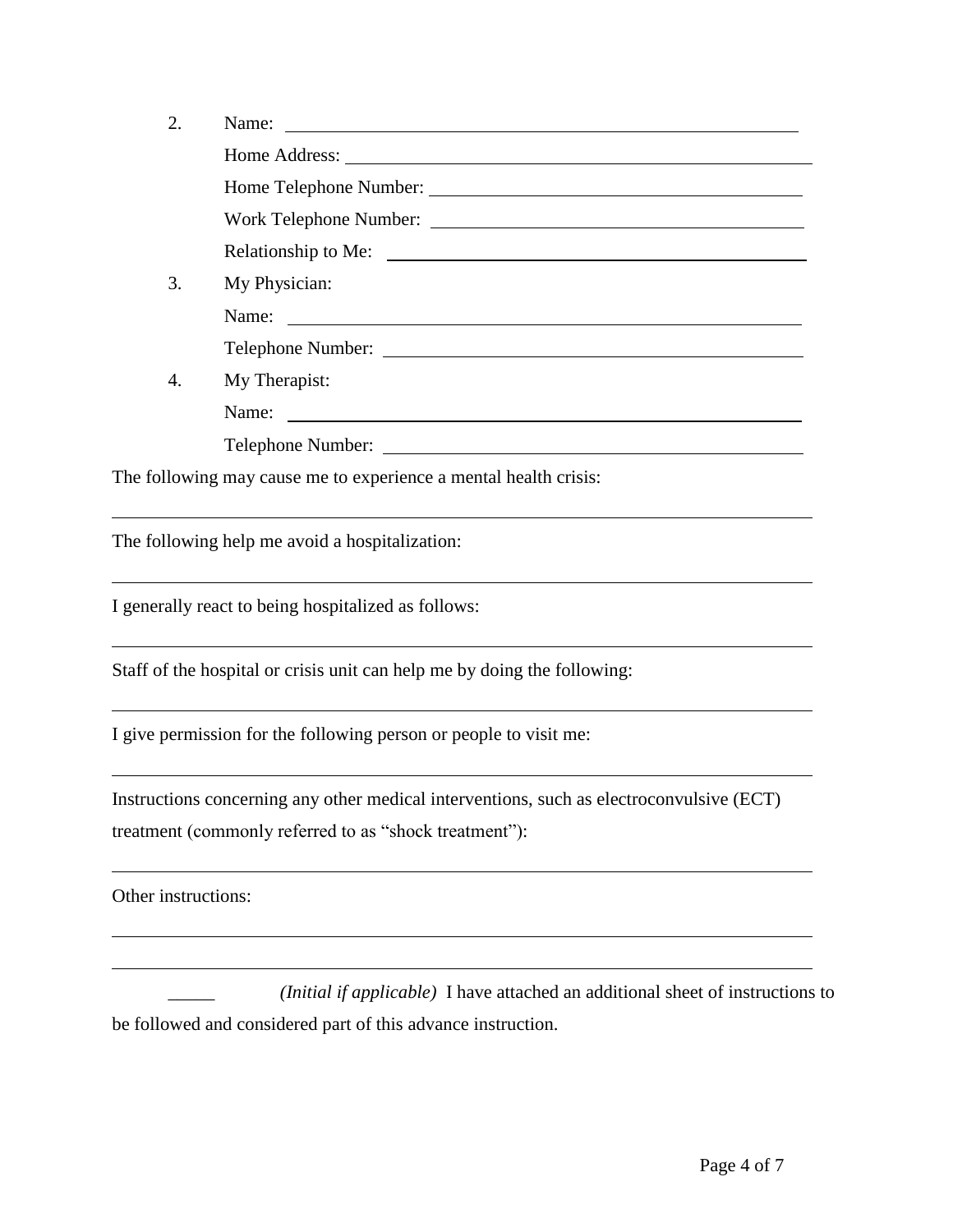2. Name: ______________________________________________

   Home Address: ______________________________________________

   Home Telephone Number: ______________________________________________

   Work Telephone Number: ______________________________________________

   Relationship to Me: ______________________________________________

3. My Physician:

   Name: ______________________________________________

   Telephone Number: ______________________________________________

4. My Therapist:

   Name: ______________________________________________

   Telephone Number: ______________________________________________

The following may cause me to experience a mental health crisis:

______________________________________________________________________

The following help me avoid a hospitalization:

______________________________________________________________________

I generally react to being hospitalized as follows:

______________________________________________________________________

Staff of the hospital or crisis unit can help me by doing the following:

______________________________________________________________________

I give permission for the following person or people to visit me:

______________________________________________________________________

Instructions concerning any other medical interventions, such as electroconvulsive (ECT) treatment (commonly referred to as "shock treatment"):

______________________________________________________________________

Other instructions:

______________________________________________________________________

______________________________________________________________________

_____ *(Initial if applicable)* I have attached an additional sheet of instructions to be followed and considered part of this advance instruction.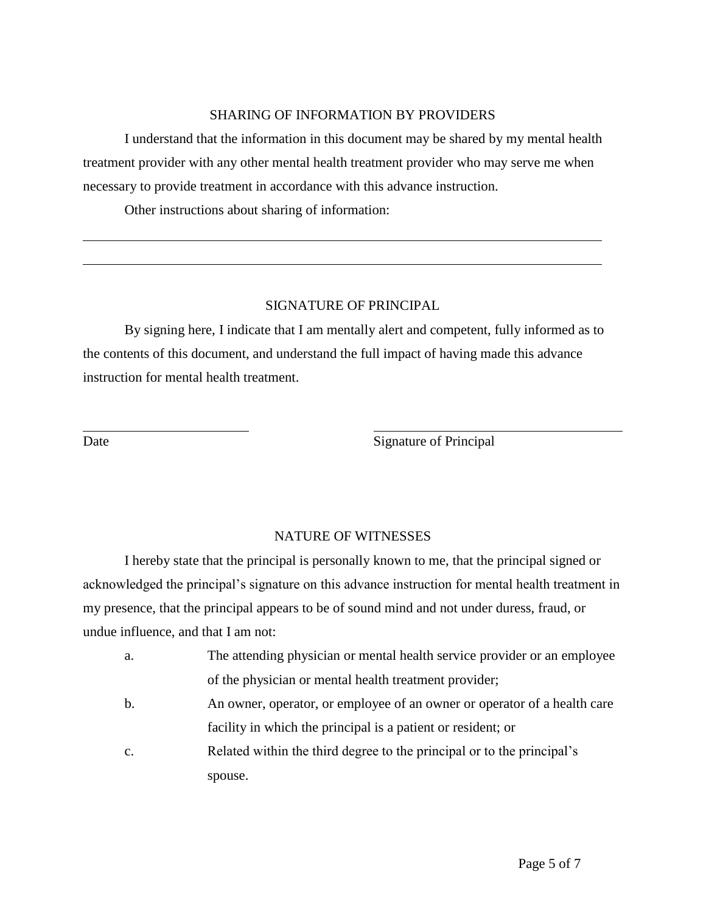## SHARING OF INFORMATION BY PROVIDERS

I understand that the information in this document may be shared by my mental health treatment provider with any other mental health treatment provider who may serve me when necessary to provide treatment in accordance with this advance instruction.

Other instructions about sharing of information:

______________________________________________________________________________

______________________________________________________________________________

## SIGNATURE OF PRINCIPAL

By signing here, I indicate that I am mentally alert and competent, fully informed as to the contents of this document, and understand the full impact of having made this advance instruction for mental health treatment.

________________________                    ____________________________________

Date                                        Signature of Principal

## NATURE OF WITNESSES

I hereby state that the principal is personally known to me, that the principal signed or acknowledged the principal's signature on this advance instruction for mental health treatment in my presence, that the principal appears to be of sound mind and not under duress, fraud, or undue influence, and that I am not:

a. The attending physician or mental health service provider or an employee of the physician or mental health treatment provider;

b. An owner, operator, or employee of an owner or operator of a health care facility in which the principal is a patient or resident; or

c. Related within the third degree to the principal or to the principal's spouse.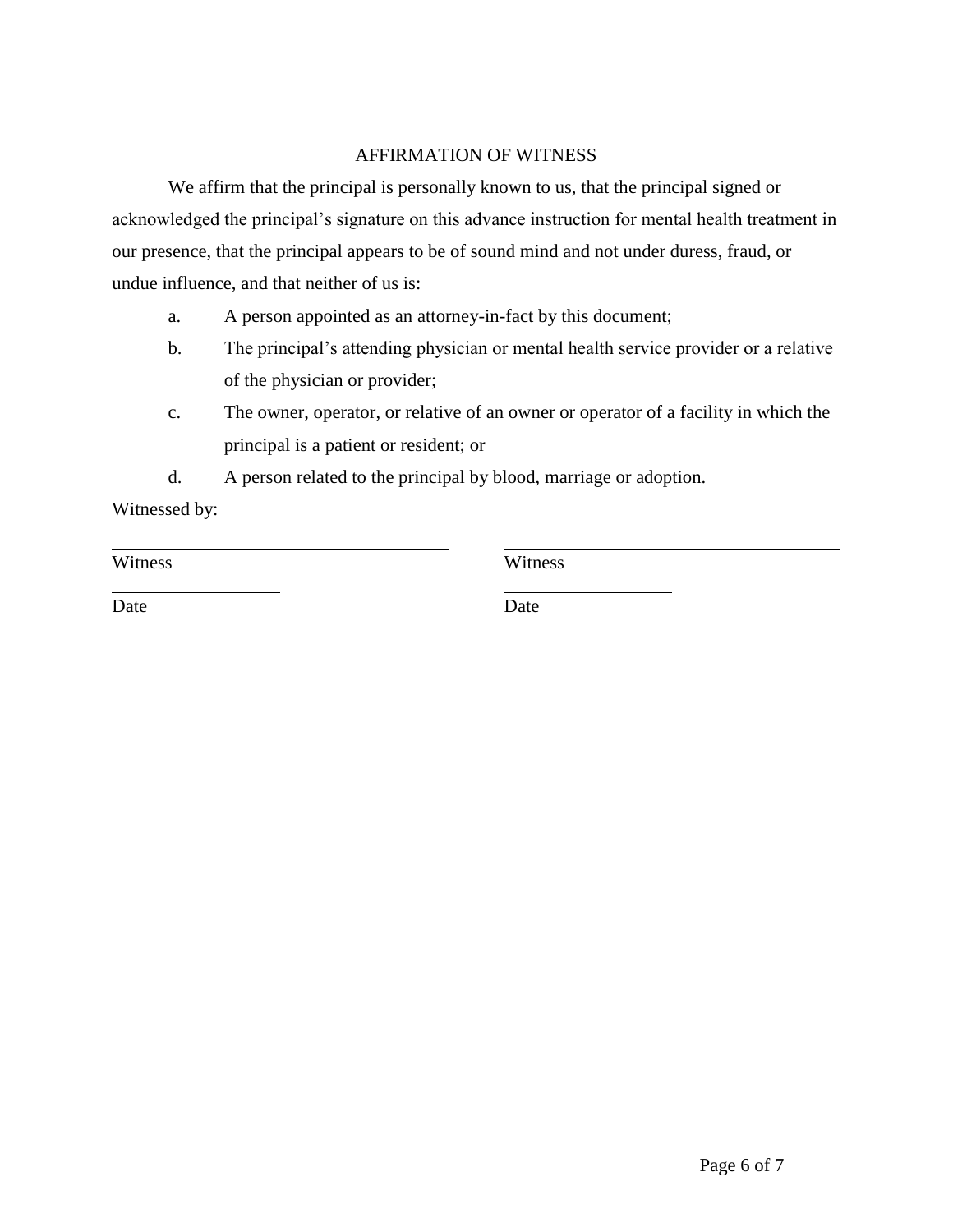## AFFIRMATION OF WITNESS

We affirm that the principal is personally known to us, that the principal signed or acknowledged the principal's signature on this advance instruction for mental health treatment in our presence, that the principal appears to be of sound mind and not under duress, fraud, or undue influence, and that neither of us is:

a. A person appointed as an attorney-in-fact by this document;

b. The principal's attending physician or mental health service provider or a relative of the physician or provider;

c. The owner, operator, or relative of an owner or operator of a facility in which the principal is a patient or resident; or

d. A person related to the principal by blood, marriage or adoption.

Witnessed by:

______________________________ ______________________________
Witness Witness

______________ ______________
Date Date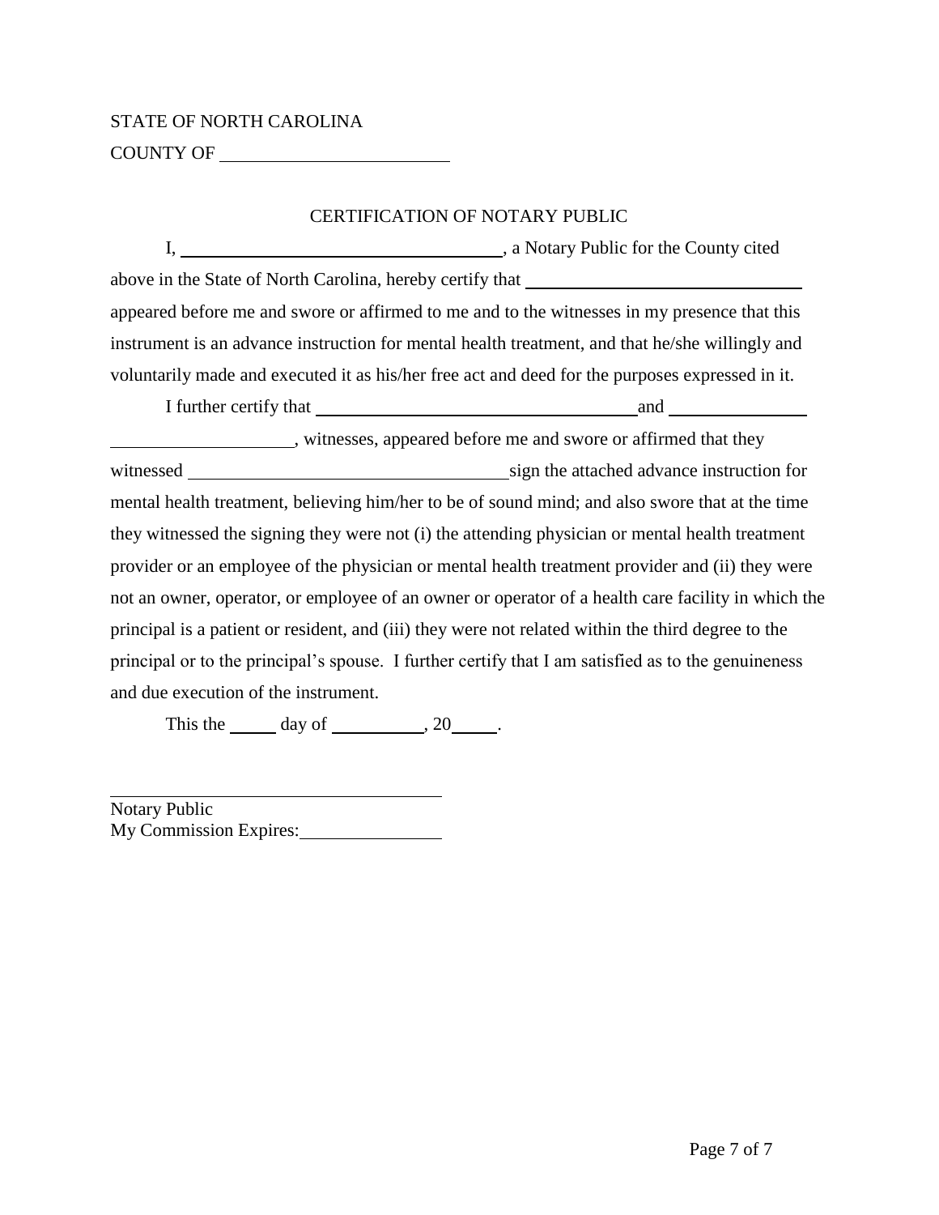STATE OF NORTH CAROLINA

COUNTY OF ____________________________

CERTIFICATION OF NOTARY PUBLIC

I, ______________________________________, a Notary Public for the County cited above in the State of North Carolina, hereby certify that __________________________________ appeared before me and swore or affirmed to me and to the witnesses in my presence that this instrument is an advance instruction for mental health treatment, and that he/she willingly and voluntarily made and executed it as his/her free act and deed for the purposes expressed in it.

I further certify that ______________________________________ and __________________ ______________________, witnesses, appeared before me and swore or affirmed that they witnessed ______________________________________ sign the attached advance instruction for mental health treatment, believing him/her to be of sound mind; and also swore that at the time they witnessed the signing they were not (i) the attending physician or mental health treatment provider or an employee of the physician or mental health treatment provider and (ii) they were not an owner, operator, or employee of an owner or operator of a health care facility in which the principal is a patient or resident, and (iii) they were not related within the third degree to the principal or to the principal's spouse. I further certify that I am satisfied as to the genuineness and due execution of the instrument.

This the ______ day of ___________, 20______.

_________________________________________

Notary Public

My Commission Expires: ________________